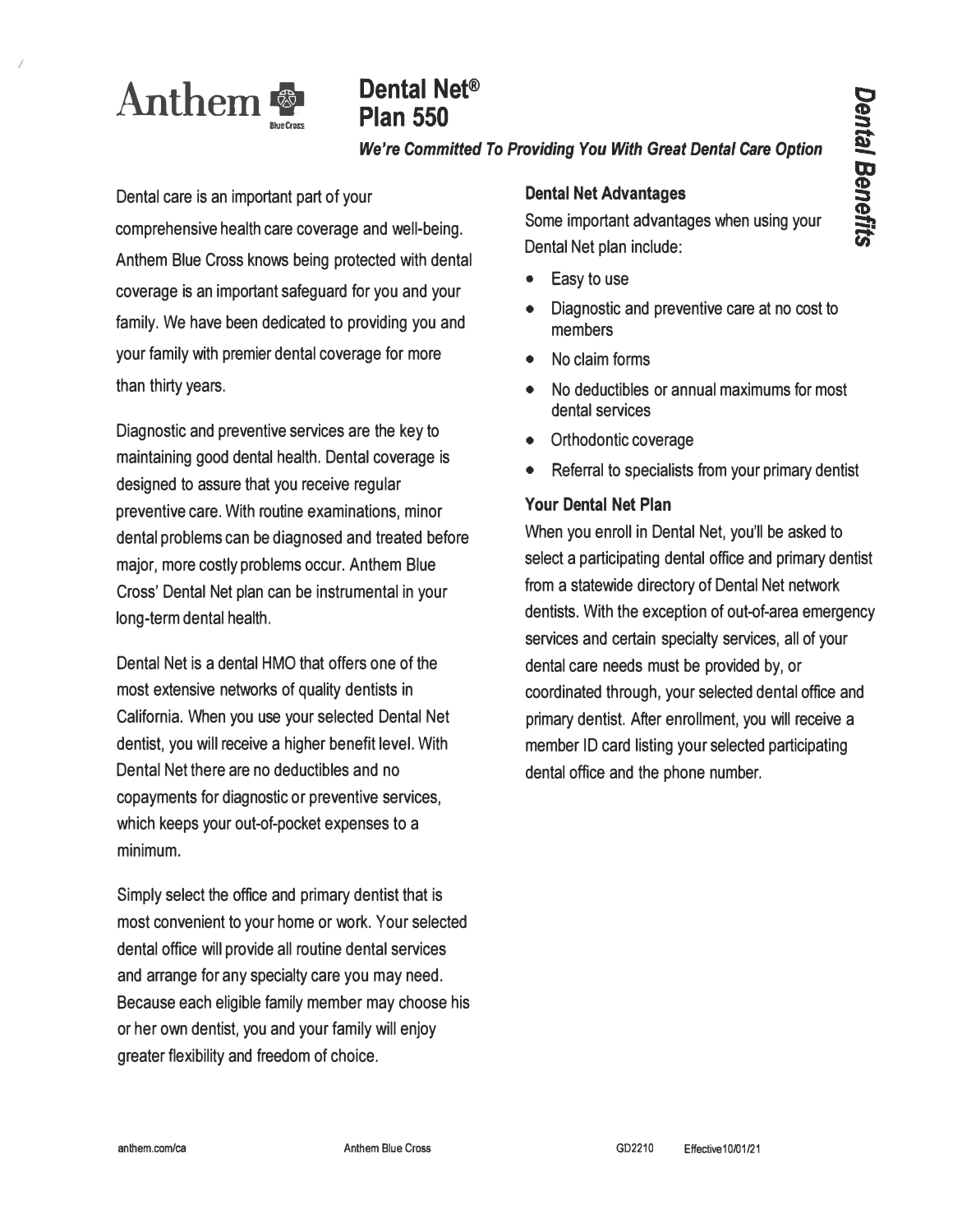Anthem Blue Cross

# Dental Net® Plan 550

***We're Committed To Providing You With Great Dental Care Option***

*Dental Benefits*

Dental care is an important part of your comprehensive health care coverage and well-being. Anthem Blue Cross knows being protected with dental coverage is an important safeguard for you and your family. We have been dedicated to providing you and your family with premier dental coverage for more than thirty years.

Diagnostic and preventive services are the key to maintaining good dental health. Dental coverage is designed to assure that you receive regular preventive care. With routine examinations, minor dental problems can be diagnosed and treated before major, more costly problems occur. Anthem Blue Cross' Dental Net plan can be instrumental in your long-term dental health.

Dental Net is a dental HMO that offers one of the most extensive networks of quality dentists in California. When you use your selected Dental Net dentist, you will receive a higher benefit level. With Dental Net there are no deductibles and no copayments for diagnostic or preventive services, which keeps your out-of-pocket expenses to a minimum.

Simply select the office and primary dentist that is most convenient to your home or work. Your selected dental office will provide all routine dental services and arrange for any specialty care you may need. Because each eligible family member may choose his or her own dentist, you and your family will enjoy greater flexibility and freedom of choice.

### Dental Net Advantages

Some important advantages when using your Dental Net plan include:

- Easy to use
- Diagnostic and preventive care at no cost to members
- No claim forms
- No deductibles or annual maximums for most dental services
- Orthodontic coverage
- Referral to specialists from your primary dentist

### Your Dental Net Plan

When you enroll in Dental Net, you'll be asked to select a participating dental office and primary dentist from a statewide directory of Dental Net network dentists. With the exception of out-of-area emergency services and certain specialty services, all of your dental care needs must be provided by, or coordinated through, your selected dental office and primary dentist. After enrollment, you will receive a member ID card listing your selected participating dental office and the phone number.

anthem.com/ca Anthem Blue Cross GD2210 Effective10/01/21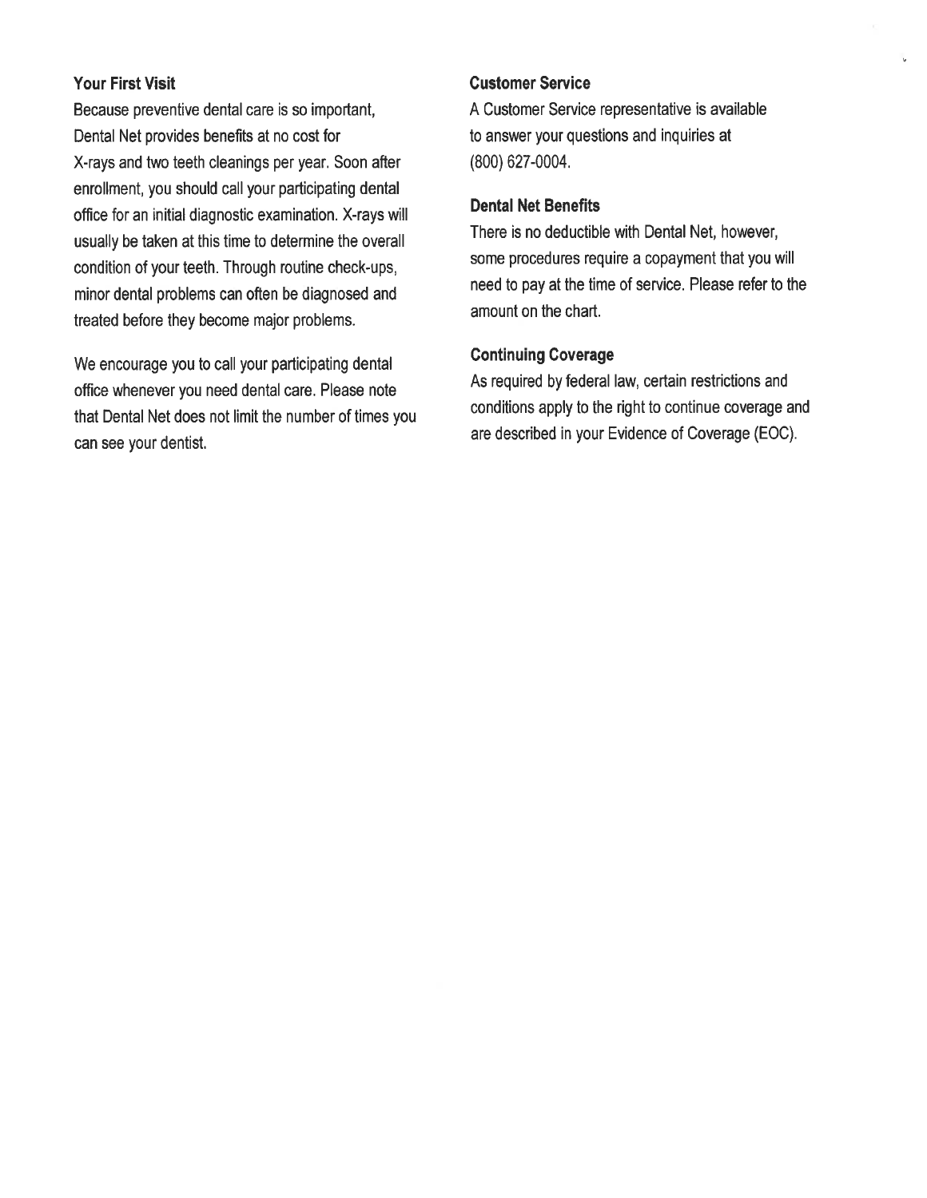### Your First Visit

Because preventive dental care is so important, Dental Net provides benefits at no cost for X-rays and two teeth cleanings per year. Soon after enrollment, you should call your participating dental office for an initial diagnostic examination. X-rays will usually be taken at this time to determine the overall condition of your teeth. Through routine check-ups, minor dental problems can often be diagnosed and treated before they become major problems.

We encourage you to call your participating dental office whenever you need dental care. Please note that Dental Net does not limit the number of times you can see your dentist.

### Customer Service

A Customer Service representative is available to answer your questions and inquiries at (800) 627-0004.

### Dental Net Benefits

There is no deductible with Dental Net, however, some procedures require a copayment that you will need to pay at the time of service. Please refer to the amount on the chart.

### Continuing Coverage

As required by federal law, certain restrictions and conditions apply to the right to continue coverage and are described in your Evidence of Coverage (EOC).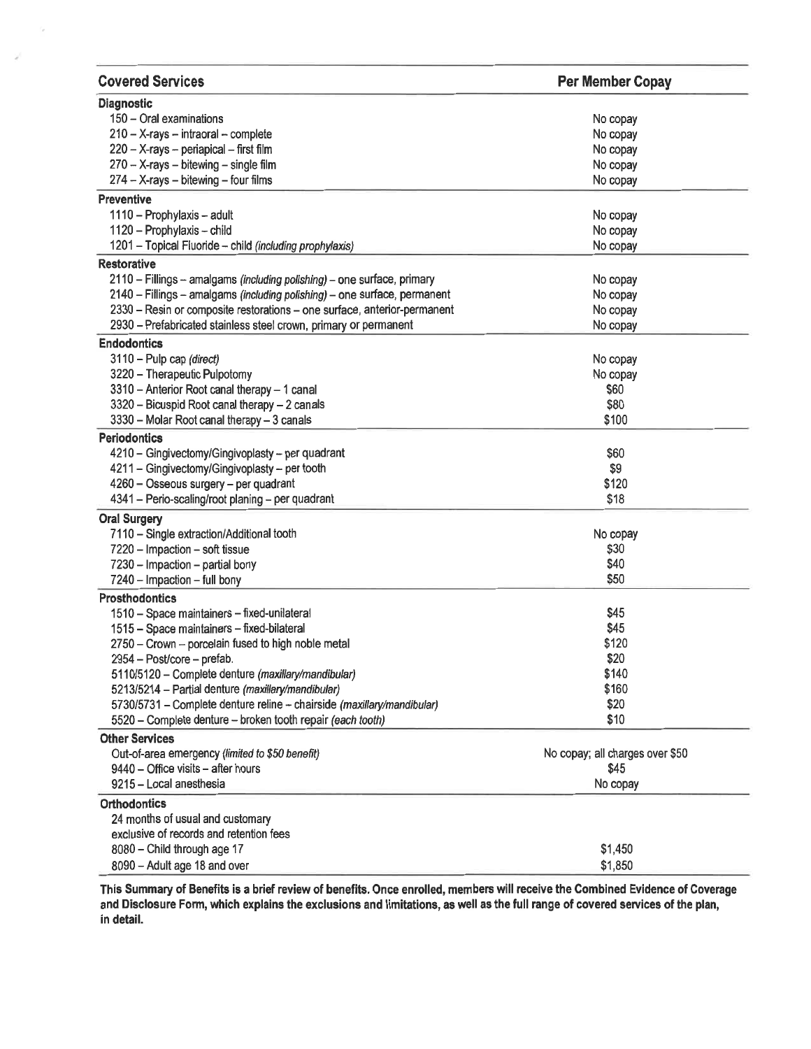| Covered Services | Per Member Copay |
|---|---|
| **Diagnostic** | |
| 150 – Oral examinations | No copay |
| 210 – X-rays – intraoral – complete | No copay |
| 220 – X-rays – periapical – first film | No copay |
| 270 – X-rays – bitewing – single film | No copay |
| 274 – X-rays – bitewing – four films | No copay |
| **Preventive** | |
| 1110 – Prophylaxis – adult | No copay |
| 1120 – Prophylaxis – child | No copay |
| 1201 – Topical Fluoride – child *(including prophylaxis)* | No copay |
| **Restorative** | |
| 2110 – Fillings – amalgams *(including polishing)* – one surface, primary | No copay |
| 2140 – Fillings – amalgams *(including polishing)* – one surface, permanent | No copay |
| 2330 – Resin or composite restorations – one surface, anterior-permanent | No copay |
| 2930 – Prefabricated stainless steel crown, primary or permanent | No copay |
| **Endodontics** | |
| 3110 – Pulp cap *(direct)* | No copay |
| 3220 – Therapeutic Pulpotomy | No copay |
| 3310 – Anterior Root canal therapy – 1 canal | $60 |
| 3320 – Bicuspid Root canal therapy – 2 canals | $80 |
| 3330 – Molar Root canal therapy – 3 canals | $100 |
| **Periodontics** | |
| 4210 – Gingivectomy/Gingivoplasty – per quadrant | $60 |
| 4211 – Gingivectomy/Gingivoplasty – per tooth | $9 |
| 4260 – Osseous surgery – per quadrant | $120 |
| 4341 – Perio-scaling/root planing – per quadrant | $18 |
| **Oral Surgery** | |
| 7110 – Single extraction/Additional tooth | No copay |
| 7220 – Impaction – soft tissue | $30 |
| 7230 – Impaction – partial bony | $40 |
| 7240 – Impaction – full bony | $50 |
| **Prosthodontics** | |
| 1510 – Space maintainers – fixed-unilateral | $45 |
| 1515 – Space maintainers – fixed-bilateral | $45 |
| 2750 – Crown – porcelain fused to high noble metal | $120 |
| 2954 – Post/core – prefab. | $20 |
| 5110/5120 – Complete denture *(maxillary/mandibular)* | $140 |
| 5213/5214 – Partial denture *(maxillary/mandibular)* | $160 |
| 5730/5731 – Complete denture reline – chairside *(maxillary/mandibular)* | $20 |
| 5520 – Complete denture – broken tooth repair *(each tooth)* | $10 |
| **Other Services** | |
| Out-of-area emergency *(limited to $50 benefit)* | No copay; all charges over $50 |
| 9440 – Office visits – after hours | $45 |
| 9215 – Local anesthesia | No copay |
| **Orthodontics** | |
| 24 months of usual and customary exclusive of records and retention fees | |
| 8080 – Child through age 17 | $1,450 |
| 8090 – Adult age 18 and over | $1,850 |

**This Summary of Benefits is a brief review of benefits. Once enrolled, members will receive the Combined Evidence of Coverage and Disclosure Form, which explains the exclusions and limitations, as well as the full range of covered services of the plan, in detail.**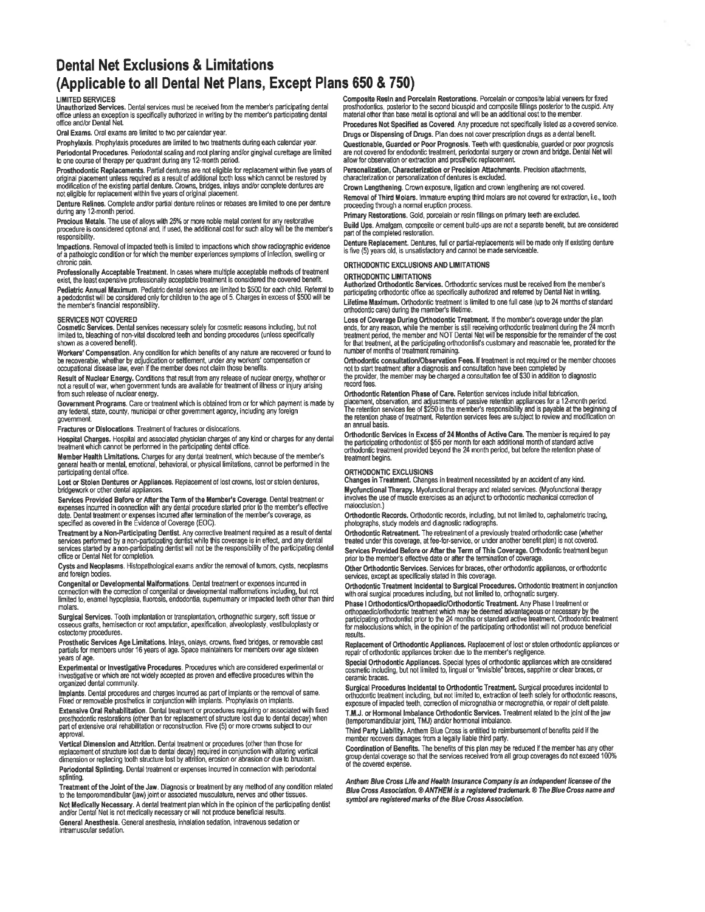# Dental Net Exclusions & Limitations (Applicable to all Dental Net Plans, Except Plans 650 & 750)

## LIMITED SERVICES

**Unauthorized Services.** Dental services must be received from the member's participating dental office unless an exception is specifically authorized in writing by the member's participating dental office and/or Dental Net.

**Oral Exams.** Oral exams are limited to two per calendar year.

**Prophylaxis.** Prophylaxis procedures are limited to two treatments during each calendar year.

**Periodontal Procedures.** Periodontal scaling and root planing and/or gingival curettage are limited to one course of therapy per quadrant during any 12-month period.

**Prosthodontic Replacements.** Partial dentures are not eligible for replacement within five years of original placement unless required as a result of additional tooth loss which cannot be restored by modification of the existing partial denture. Crowns, bridges, inlays and/or complete dentures are not eligible for replacement within five years of original placement.

**Denture Relines.** Complete and/or partial denture relines or rebases are limited to one per denture during any 12-month period.

**Precious Metals.** The use of alloys with 25% or more noble metal content for any restorative procedure is considered optional and, if used, the additional cost for such alloy will be the member's responsibility.

**Impactions.** Removal of impacted teeth is limited to impactions which show radiographic evidence of a pathologic condition or for which the member experiences symptoms of infection, swelling or chronic pain.

**Professionally Acceptable Treatment.** In cases where multiple acceptable methods of treatment exist, the least expensive professionally acceptable treatment is considered the covered benefit.

**Pediatric Annual Maximum.** Pediatric dental services are limited to $500 for each child. Referral to a pedodontist will be considered only for children to the age of 5. Charges in excess of $500 will be the member's financial responsibility.

## SERVICES NOT COVERED

**Cosmetic Services.** Dental services necessary solely for cosmetic reasons including, but not limited to, bleaching of non-vital discolored teeth and bonding procedures (unless specifically shown as a covered benefit).

**Workers' Compensation.** Any condition for which benefits of any nature are recovered or found to be recoverable, whether by adjudication or settlement, under any workers' compensation or occupational disease law, even if the member does not claim those benefits.

**Result of Nuclear Energy.** Conditions that result from any release of nuclear energy, whether or not a result of war, when government funds are available for treatment of illness or injury arising from such release of nuclear energy.

**Government Programs.** Care or treatment which is obtained from or for which payment is made by any federal, state, county, municipal or other government agency, including any foreign government.

**Fractures or Dislocations.** Treatment of fractures or dislocations.

**Hospital Charges.** Hospital and associated physician charges of any kind or charges for any dental treatment which cannot be performed in the participating dental office.

**Member Health Limitations.** Charges for any dental treatment, which because of the member's general health or mental, emotional, behavioral, or physical limitations, cannot be performed in the participating dental office.

**Lost or Stolen Dentures or Appliances.** Replacement of lost crowns, lost or stolen dentures, bridgework or other dental appliances.

**Services Provided Before or After the Term of the Member's Coverage.** Dental treatment or expenses incurred in connection with any dental procedure started prior to the member's effective date. Dental treatment or expenses incurred after termination of the member's coverage, as specified as covered in the Evidence of Coverage (EOC).

**Treatment by a Non-Participating Dentist.** Any corrective treatment required as a result of dental services performed by a non-participating dentist while this coverage is in effect, and any dental services started by a non-participating dentist will not be the responsibility of the participating dental office or Dental Net for completion.

**Cysts and Neoplasms.** Histopathological exams and/or the removal of tumors, cysts, neoplasms and foreign bodies.

**Congenital or Developmental Malformations.** Dental treatment or expenses incurred in connection with the correction of congenital or developmental malformations including, but not limited to, enamel hypoplasia, fluorosis, endodontia, supernumerary or impacted teeth other than third molars.

**Surgical Services.** Tooth implantation or transplantation, orthognathic surgery, soft tissue or osseous grafts, hemisection or root amputation, apexification, alveoloplasty, vestibuloplasty or ostectomy procedures.

**Prosthetic Services Age Limitations.** Inlays, onlays, crowns, fixed bridges, or removable cast partials for members under 16 years of age. Space maintainers for members over age sixteen years of age.

**Experimental or Investigative Procedures.** Procedures which are considered experimental or investigative or which are not widely accepted as proven and effective procedures within the organized dental community.

**Implants.** Dental procedures and charges incurred as part of implants or the removal of same. Fixed or removable prosthetics in conjunction with implants. Prophylaxis on implants.

**Extensive Oral Rehabilitation.** Dental treatment or procedures requiring or associated with fixed prosthodontic restorations (other than for replacement of structure lost due to dental decay) when part of extensive oral rehabilitation or reconstruction. Five (5) or more crowns subject to our approval.

**Vertical Dimension and Attrition.** Dental treatment or procedures (other than those for replacement of structure lost due to dental decay) required in conjunction with altering vertical dimension or replacing tooth structure lost by attrition, erosion or abrasion or due to bruxism.

**Periodontal Splinting.** Dental treatment or expenses incurred in connection with periodontal splinting.

**Treatment of the Joint of the Jaw.** Diagnosis or treatment by any method of any condition related to the temporomandibular (jaw) joint or associated musculature, nerves and other tissues.

**Not Medically Necessary.** A dental treatment plan which in the opinion of the participating dentist and/or Dental Net is not medically necessary or will not produce beneficial results.

**General Anesthesia.** General anesthesia, inhalation sedation, intravenous sedation or intramuscular sedation.

**Composite Resin and Porcelain Restorations.** Porcelain or composite labial veneers for fixed prosthodontics, posterior to the second bicuspid and composite fillings posterior to the cuspid. Any material other than base metal is optional and will be an additional cost to the member.

**Procedures Not Specified as Covered.** Any procedure not specifically listed as a covered service.

**Drugs or Dispensing of Drugs.** Plan does not cover prescription drugs as a dental benefit.

**Questionable, Guarded or Poor Prognosis.** Teeth with questionable, guarded or poor prognosis are not covered for endodontic treatment, periodontal surgery or crown and bridge. Dental Net will allow for observation or extraction and prosthetic replacement.

**Personalization, Characterization or Precision Attachments.** Precision attachments, characterization or personalization of dentures is excluded.

**Crown Lengthening.** Crown exposure, ligation and crown lengthening are not covered.

**Removal of Third Molars.** Immature erupting third molars are not covered for extraction, i.e., tooth proceeding through a normal eruption process.

**Primary Restorations.** Gold, porcelain or resin fillings on primary teeth are excluded.

**Build Ups.** Amalgam, composite or cement build-ups are not a separate benefit, but are considered part of the completed restoration.

**Denture Replacement.** Dentures, full or partial-replacements will be made only if existing denture is five (5) years old, is unsatisfactory and cannot be made serviceable.

## ORTHODONTIC EXCLUSIONS AND LIMITATIONS

### ORTHODONTIC LIMITATIONS

**Authorized Orthodontic Services.** Orthodontic services must be received from the member's participating orthodontic office as specifically authorized and referred by Dental Net in writing.

**Lifetime Maximum.** Orthodontic treatment is limited to one full case (up to 24 months of standard orthodontic care) during the member's lifetime.

**Loss of Coverage During Orthodontic Treatment.** If the member's coverage under the plan ends, for any reason, while the member is still receiving orthodontic treatment during the 24 month treatment period, the member and NOT Dental Net will be responsible for the remainder of the cost for that treatment, at the participating orthodontist's customary and reasonable fee, prorated for the number of months of treatment remaining.

**Orthodontic consultation/Observation Fees.** If treatment is not required or the member chooses not to start treatment after a diagnosis and consultation have been completed by the provider, the member may be charged a consultation fee of $30 in addition to diagnostic record fees.

**Orthodontic Retention Phase of Care.** Retention services include initial fabrication, placement, observation, and adjustments of passive retention appliances for a 12-month period. The retention services fee of $250 is the member's responsibility and is payable at the beginning of the retention phase of treatment. Retention services fees are subject to review and modification on an annual basis.

**Orthodontic Services in Excess of 24 Months of Active Care.** The member is required to pay the participating orthodontist of $55 per month for each additional month of standard active orthodontic treatment provided beyond the 24 month period, but before the retention phase of treatment begins.

### ORTHODONTIC EXCLUSIONS

**Changes in Treatment.** Changes in treatment necessitated by an accident of any kind.

**Myofunctional Therapy.** Myofunctional therapy and related services. (Myofunctional therapy involves the use of muscle exercises as an adjunct to orthodontic mechanical correction of malocclusion.)

**Orthodontic Records.** Orthodontic records, including, but not limited to, cephalometric tracing, photographs, study models and diagnostic radiographs.

**Orthodontic Retreatment.** The retreatment of a previously treated orthodontic case (whether treated under this coverage, at fee-for-service, or under another benefit plan) is not covered.

**Services Provided Before or After the Term of This Coverage.** Orthodontic treatment begun prior to the member's effective date or after the termination of coverage.

**Other Orthodontic Services.** Services for braces, other orthodontic appliances, or orthodontic services, except as specifically stated in this coverage.

**Orthodontic Treatment Incidental to Surgical Procedures.** Orthodontic treatment in conjunction with oral surgical procedures including, but not limited to, orthognathic surgery.

**Phase I Orthodontics/Orthopaedic/Orthodontic Treatment.** Any Phase I treatment or orthopaedic/orthodontic treatment which may be deemed advantageous or necessary by the participating orthodontist prior to the 24 months or standard active treatment. Orthodontic treatment for malocclusions which, in the opinion of the participating orthodontist will not produce beneficial results.

**Replacement of Orthodontic Appliances.** Replacement of lost or stolen orthodontic appliances or repair of orthodontic appliances broken due to the member's negligence.

**Special Orthodontic Appliances.** Special types of orthodontic appliances which are considered cosmetic including, but not limited to, lingual or "invisible" braces, sapphire or clear braces, or ceramic braces.

**Surgical Procedures Incidental to Orthodontic Treatment.** Surgical procedures incidental to orthodontic treatment including, but not limited to, extraction of teeth solely for orthodontic reasons, exposure of impacted teeth, correction of micrognathia or macrognathia, or repair of cleft palate.

**T.M.J. or Hormonal Imbalance Orthodontic Services.** Treatment related to the joint of the jaw (temporomandibular joint, TMJ) and/or hormonal imbalance.

**Third Party Liability.** Anthem Blue Cross is entitled to reimbursement of benefits paid if the member recovers damages from a legally liable third party.

**Coordination of Benefits.** The benefits of this plan may be reduced if the member has any other group dental coverage so that the services received from all group coverages do not exceed 100% of the covered expense.

***Anthem Blue Cross Life and Health Insurance Company is an independent licensee of the Blue Cross Association. ® ANTHEM is a registered trademark. ® The Blue Cross name and symbol are registered marks of the Blue Cross Association.***